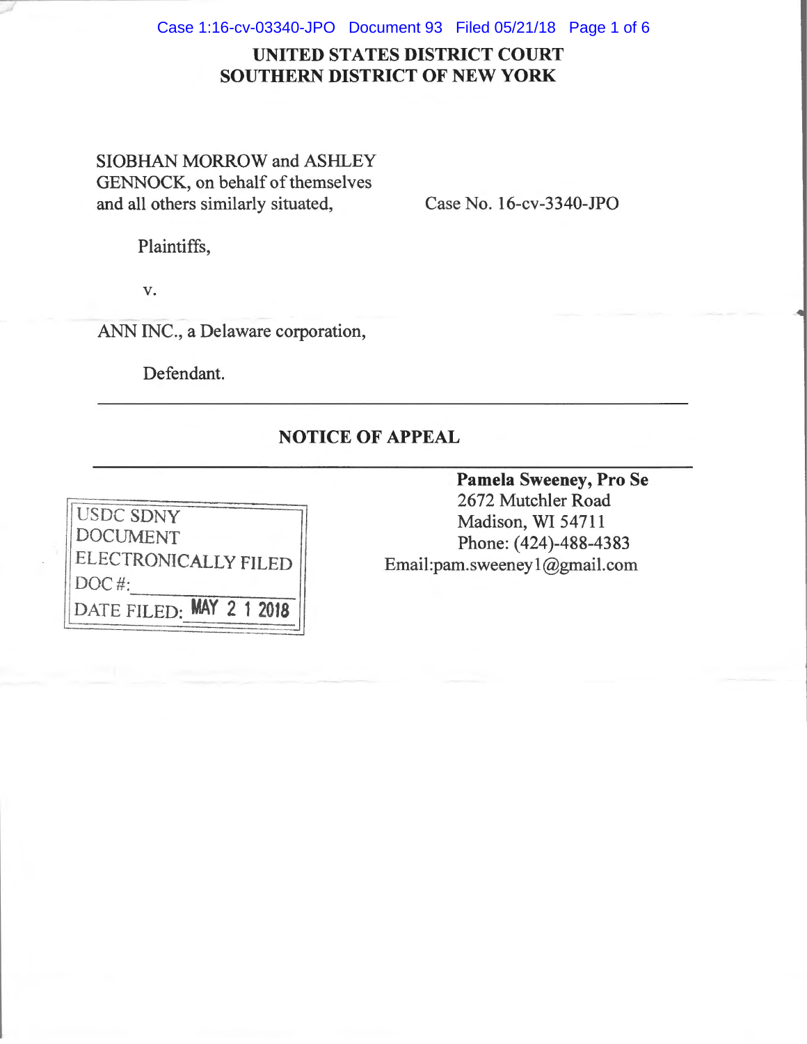# UNITED STATES DISTRICT COURT
# SOUTHERN DISTRICT OF NEW YORK

SIOBHAN MORROW and ASHLEY GENNOCK, on behalf of themselves and all others similarly situated,

Plaintiffs,

v.

ANN INC., a Delaware corporation,

Defendant.

Case No. 16-cv-3340-JPO

---

## NOTICE OF APPEAL

---

USDC SDNY
DOCUMENT
ELECTRONICALLY FILED
DOC #:
DATE FILED: MAY 21 2018

**Pamela Sweeney, Pro Se**
2672 Mutchler Road
Madison, WI 54711
Phone: (424)-488-4383
Email:pam.sweeney1@gmail.com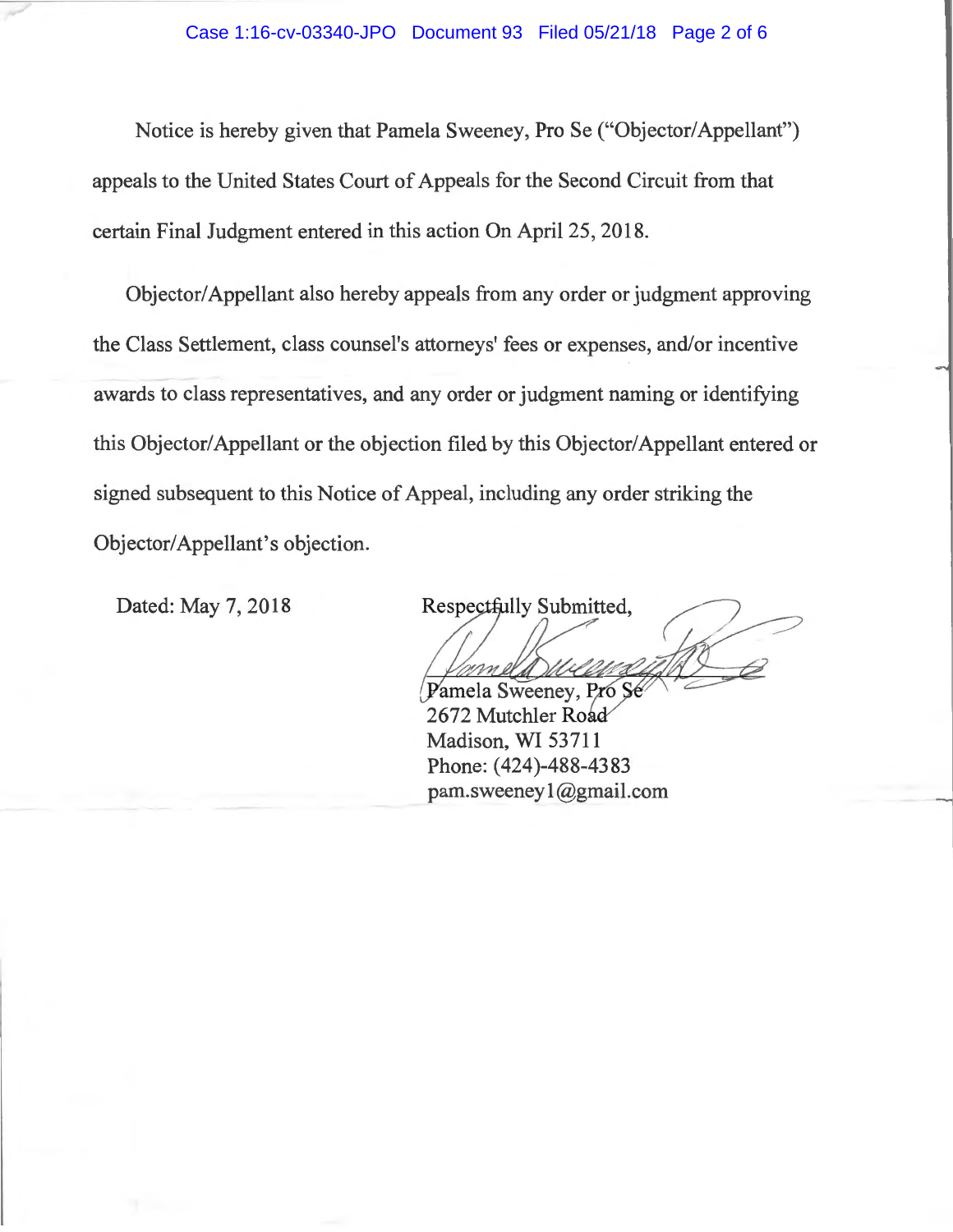Notice is hereby given that Pamela Sweeney, Pro Se ("Objector/Appellant") appeals to the United States Court of Appeals for the Second Circuit from that certain Final Judgment entered in this action On April 25, 2018.

Objector/Appellant also hereby appeals from any order or judgment approving the Class Settlement, class counsel's attorneys' fees or expenses, and/or incentive awards to class representatives, and any order or judgment naming or identifying this Objector/Appellant or the objection filed by this Objector/Appellant entered or signed subsequent to this Notice of Appeal, including any order striking the Objector/Appellant's objection.

Dated: May 7, 2018

Respectfully Submitted,

Pamela Sweeney, Pro Se
2672 Mutchler Road
Madison, WI 53711
Phone: (424)-488-4383
pam.sweeney1@gmail.com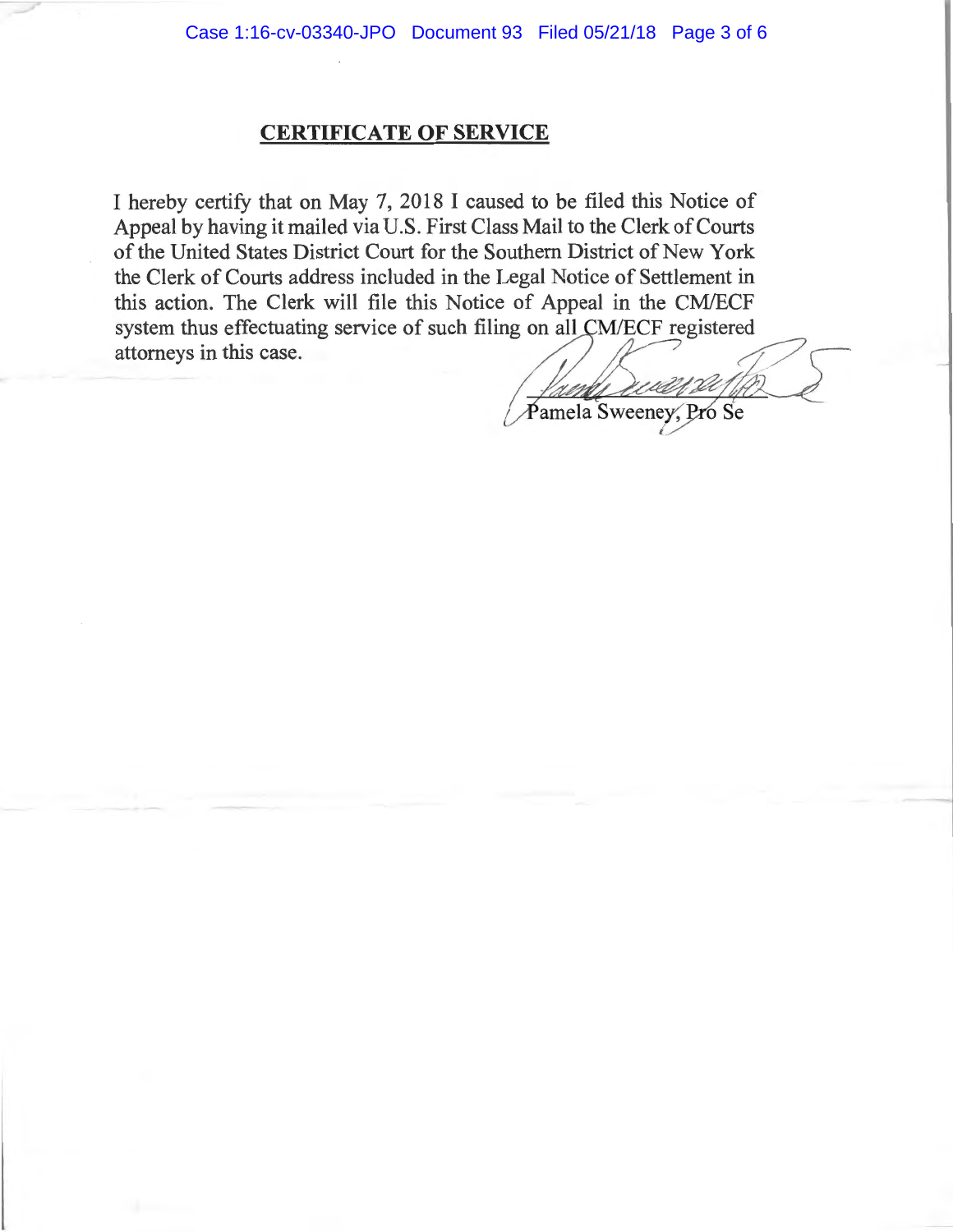## CERTIFICATE OF SERVICE

I hereby certify that on May 7, 2018 I caused to be filed this Notice of Appeal by having it mailed via U.S. First Class Mail to the Clerk of Courts of the United States District Court for the Southern District of New York the Clerk of Courts address included in the Legal Notice of Settlement in this action. The Clerk will file this Notice of Appeal in the CM/ECF system thus effectuating service of such filing on all CM/ECF registered attorneys in this case.

Pamela Sweeney, Pro Se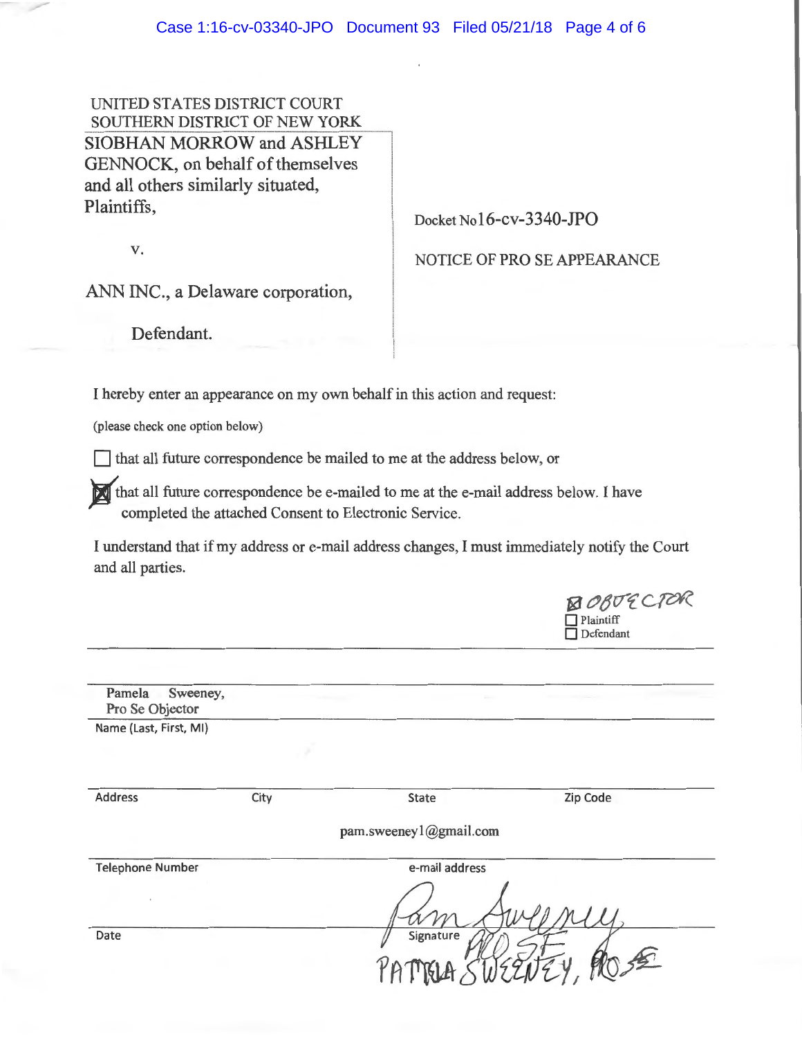UNITED STATES DISTRICT COURT
SOUTHERN DISTRICT OF NEW YORK

SIOBHAN MORROW and ASHLEY GENNOCK, on behalf of themselves and all others similarly situated,
Plaintiffs,

v.

ANN INC., a Delaware corporation,

Defendant.

Docket No 16-cv-3340-JPO

NOTICE OF PRO SE APPEARANCE

I hereby enter an appearance on my own behalf in this action and request:

(please check one option below)

☐ that all future correspondence be mailed to me at the address below, or

☒ that all future correspondence be e-mailed to me at the e-mail address below. I have completed the attached Consent to Electronic Service.

I understand that if my address or e-mail address changes, I must immediately notify the Court and all parties.

☒ OBJECTOR
☐ Plaintiff
☐ Defendant

Pamela Sweeney,
Pro Se Objector

Name (Last, First, MI)

| Address | City | State | Zip Code |
|---|---|---|---|

pam.sweeney1@gmail.com

| Telephone Number | e-mail address |
|---|---|

| Date | Signature |
|---|---|

Pam Sweeney PRO SE
PAMELA SWEENEY, PRO SE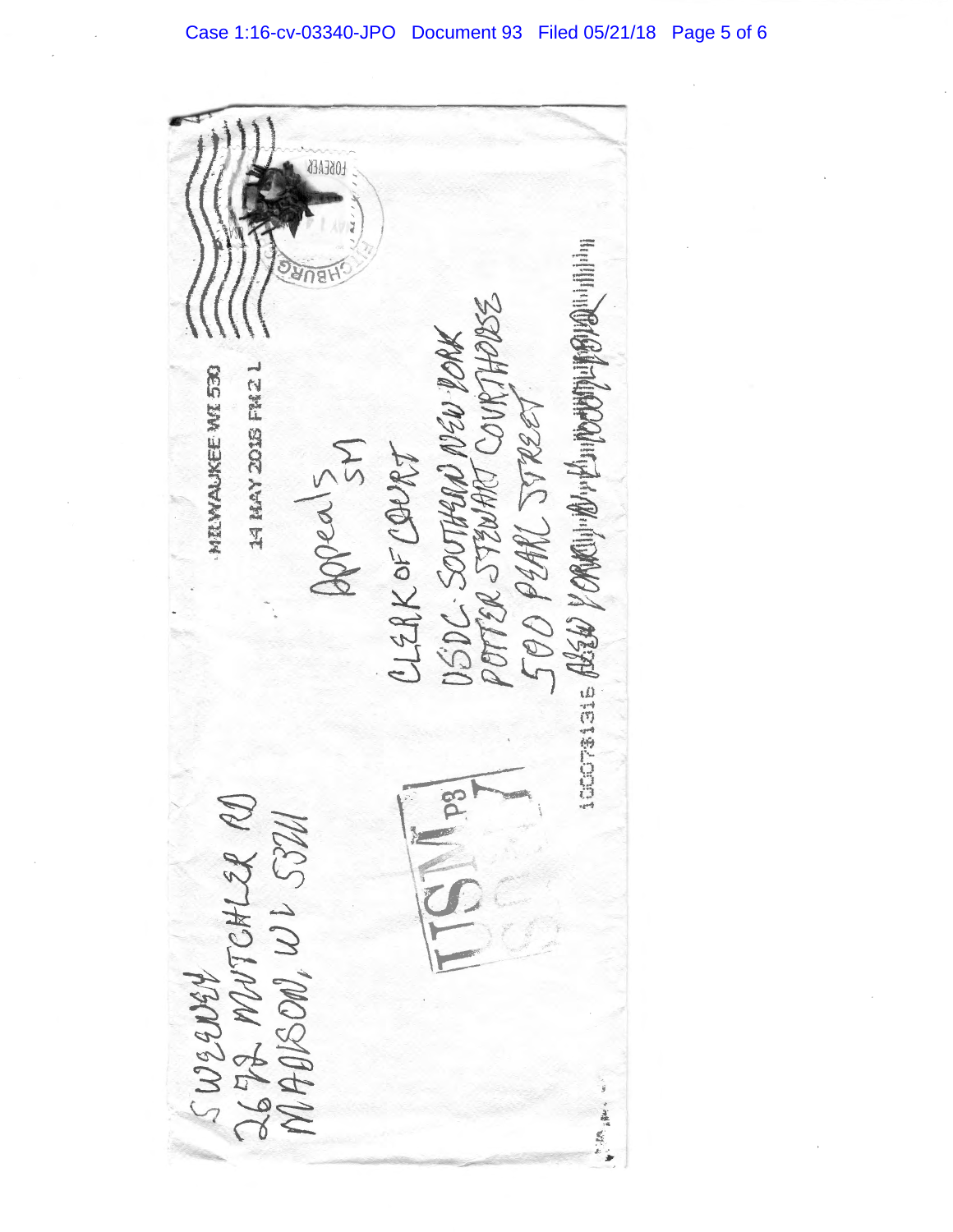S WEGNER
2672 MUTCHLER RD
MADISON, WI 53711

MILWAUKEE WI 530

14 MAY 2018 PM 2 L

FOREVER

Appeals
SM

CLERK OF COURT
USDC SOUTHERN NEW YORK
POTTER STEWART COURTHOUSE
500 PEARL STREET
NEW YORK, NY 10007

USM P3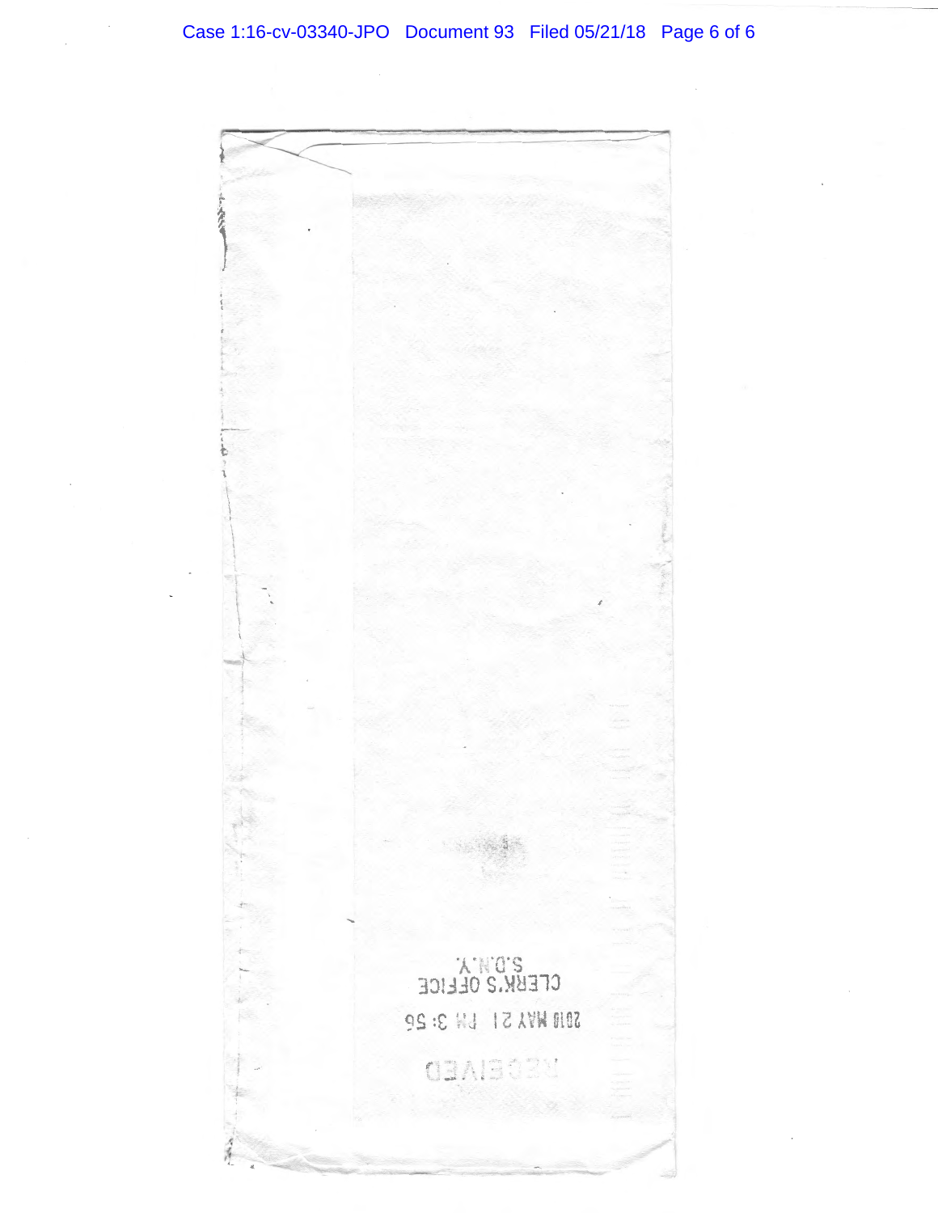RECEIVED

2018 MAY 21 PM 3:56

CLERK'S OFFICE
S.D.N.Y.